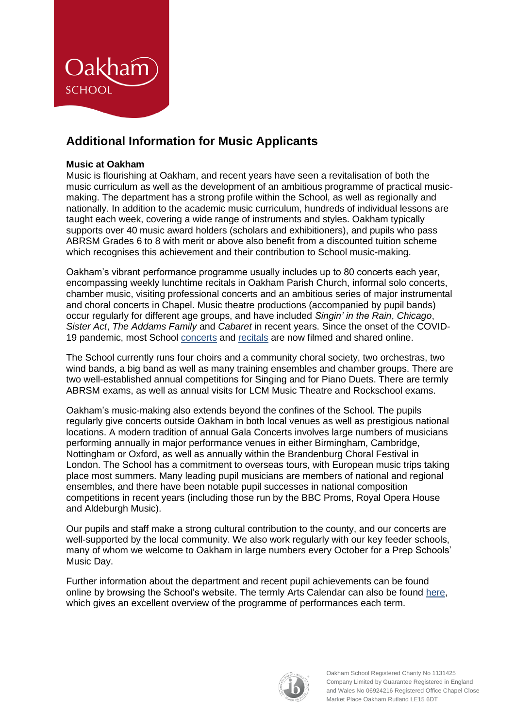# Additional Information for Music Applicants

**Music at Oakham**

Music is flourishing at Oakham, and recent years have seen a revitalisation of both the music curriculum as well as the development of an ambitious programme of practical music-making. The department has a strong profile within the School, as well as regionally and nationally. In addition to the academic music curriculum, hundreds of individual lessons are taught each week, covering a wide range of instruments and styles. Oakham typically supports over 40 music award holders (scholars and exhibitioners), and pupils who pass ABRSM Grades 6 to 8 with merit or above also benefit from a discounted tuition scheme which recognises this achievement and their contribution to School music-making.

Oakham's vibrant performance programme usually includes up to 80 concerts each year, encompassing weekly lunchtime recitals in Oakham Parish Church, informal solo concerts, chamber music, visiting professional concerts and an ambitious series of major instrumental and choral concerts in Chapel. Music theatre productions (accompanied by pupil bands) occur regularly for different age groups, and have included *Singin' in the Rain*, *Chicago*, *Sister Act*, *The Addams Family* and *Cabaret* in recent years. Since the onset of the COVID-19 pandemic, most School concerts and recitals are now filmed and shared online.

The School currently runs four choirs and a community choral society, two orchestras, two wind bands, a big band as well as many training ensembles and chamber groups. There are two well-established annual competitions for Singing and for Piano Duets. There are termly ABRSM exams, as well as annual visits for LCM Music Theatre and Rockschool exams.

Oakham's music-making also extends beyond the confines of the School. The pupils regularly give concerts outside Oakham in both local venues as well as prestigious national locations. A modern tradition of annual Gala Concerts involves large numbers of musicians performing annually in major performance venues in either Birmingham, Cambridge, Nottingham or Oxford, as well as annually within the Brandenburg Choral Festival in London. The School has a commitment to overseas tours, with European music trips taking place most summers. Many leading pupil musicians are members of national and regional ensembles, and there have been notable pupil successes in national composition competitions in recent years (including those run by the BBC Proms, Royal Opera House and Aldeburgh Music).

Our pupils and staff make a strong cultural contribution to the county, and our concerts are well-supported by the local community. We also work regularly with our key feeder schools, many of whom we welcome to Oakham in large numbers every October for a Prep Schools' Music Day.

Further information about the department and recent pupil achievements can be found online by browsing the School's website. The termly Arts Calendar can also be found here, which gives an excellent overview of the programme of performances each term.

Oakham School Registered Charity No 1131425
Company Limited by Guarantee Registered in England and Wales No 06924216 Registered Office Chapel Close Market Place Oakham Rutland LE15 6DT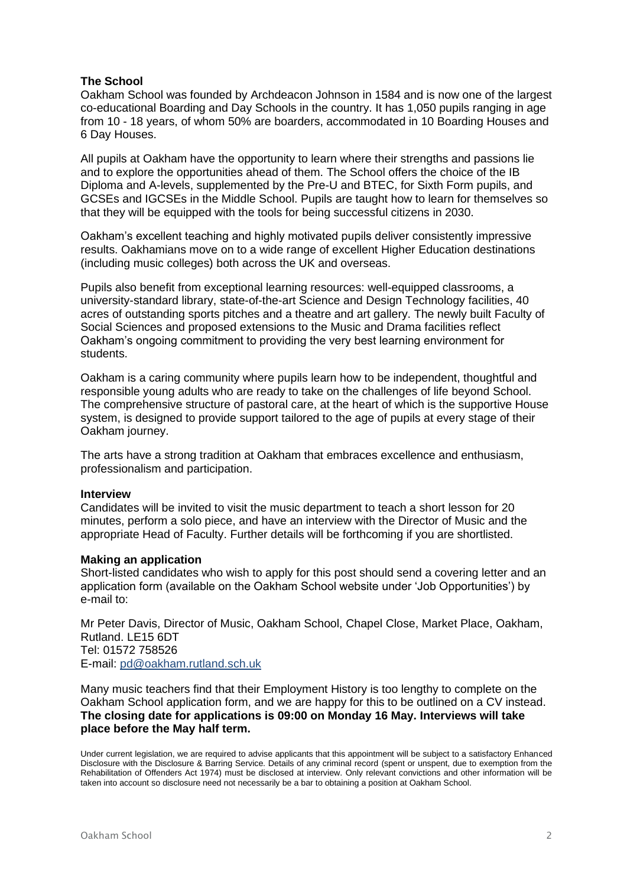**The School**

Oakham School was founded by Archdeacon Johnson in 1584 and is now one of the largest co-educational Boarding and Day Schools in the country. It has 1,050 pupils ranging in age from 10 - 18 years, of whom 50% are boarders, accommodated in 10 Boarding Houses and 6 Day Houses.

All pupils at Oakham have the opportunity to learn where their strengths and passions lie and to explore the opportunities ahead of them. The School offers the choice of the IB Diploma and A-levels, supplemented by the Pre-U and BTEC, for Sixth Form pupils, and GCSEs and IGCSEs in the Middle School. Pupils are taught how to learn for themselves so that they will be equipped with the tools for being successful citizens in 2030.

Oakham's excellent teaching and highly motivated pupils deliver consistently impressive results. Oakhamians move on to a wide range of excellent Higher Education destinations (including music colleges) both across the UK and overseas.

Pupils also benefit from exceptional learning resources: well-equipped classrooms, a university-standard library, state-of-the-art Science and Design Technology facilities, 40 acres of outstanding sports pitches and a theatre and art gallery. The newly built Faculty of Social Sciences and proposed extensions to the Music and Drama facilities reflect Oakham's ongoing commitment to providing the very best learning environment for students.

Oakham is a caring community where pupils learn how to be independent, thoughtful and responsible young adults who are ready to take on the challenges of life beyond School. The comprehensive structure of pastoral care, at the heart of which is the supportive House system, is designed to provide support tailored to the age of pupils at every stage of their Oakham journey.

The arts have a strong tradition at Oakham that embraces excellence and enthusiasm, professionalism and participation.

**Interview**

Candidates will be invited to visit the music department to teach a short lesson for 20 minutes, perform a solo piece, and have an interview with the Director of Music and the appropriate Head of Faculty. Further details will be forthcoming if you are shortlisted.

**Making an application**

Short-listed candidates who wish to apply for this post should send a covering letter and an application form (available on the Oakham School website under 'Job Opportunities') by e-mail to:

Mr Peter Davis, Director of Music, Oakham School, Chapel Close, Market Place, Oakham, Rutland. LE15 6DT
Tel: 01572 758526
E-mail: pd@oakham.rutland.sch.uk

Many music teachers find that their Employment History is too lengthy to complete on the Oakham School application form, and we are happy for this to be outlined on a CV instead. **The closing date for applications is 09:00 on Monday 16 May. Interviews will take place before the May half term.**

Under current legislation, we are required to advise applicants that this appointment will be subject to a satisfactory Enhanced Disclosure with the Disclosure & Barring Service. Details of any criminal record (spent or unspent, due to exemption from the Rehabilitation of Offenders Act 1974) must be disclosed at interview. Only relevant convictions and other information will be taken into account so disclosure need not necessarily be a bar to obtaining a position at Oakham School.